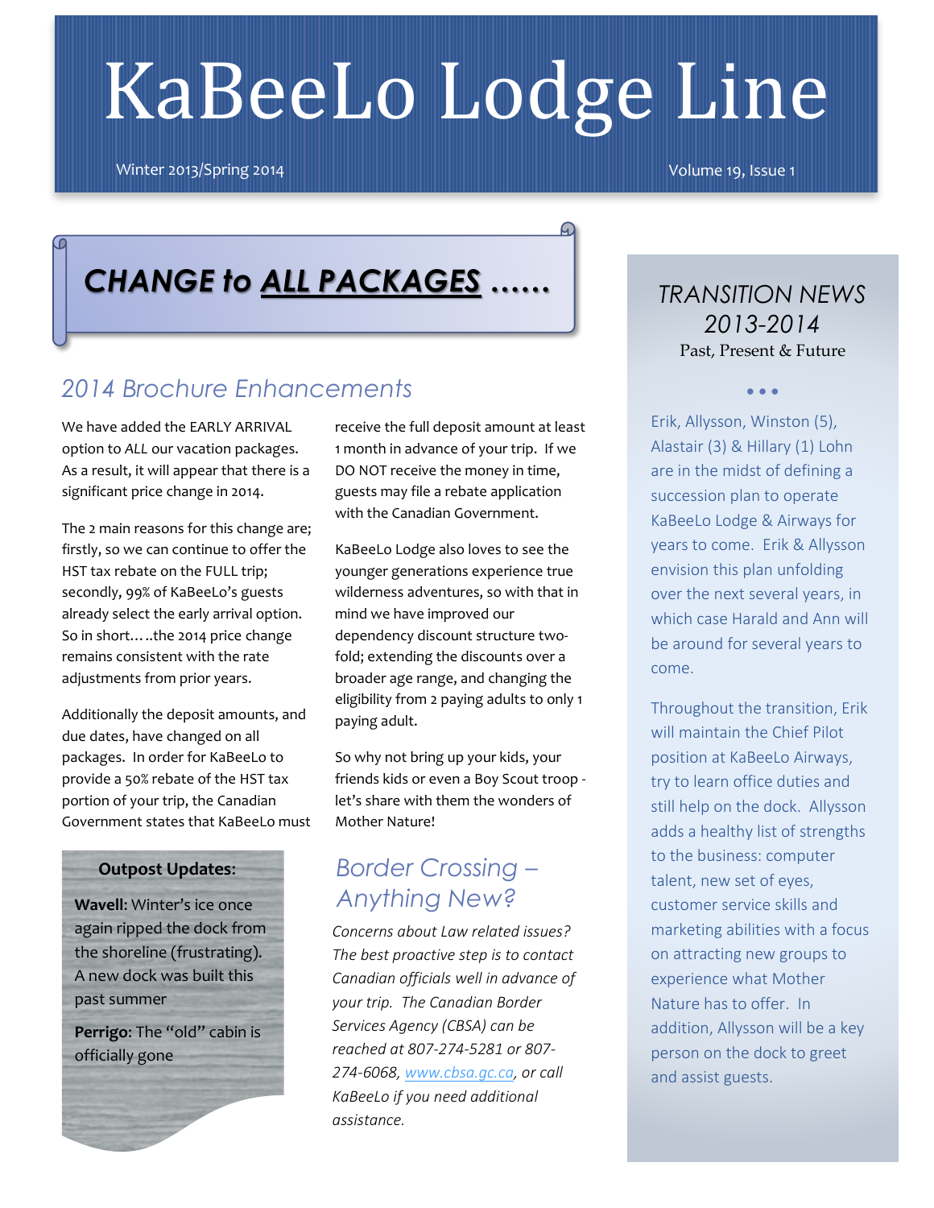# KaBeeLo Lodge Line

Winter 2013/Spring 2014

## ***CHANGE to ALL PACKAGES ……***

### *2014 Brochure Enhancements*

We have added the EARLY ARRIVAL option to *ALL* our vacation packages. As a result, it will appear that there is a significant price change in 2014.

The 2 main reasons for this change are; firstly, so we can continue to offer the HST tax rebate on the FULL trip; secondly, 99% of KaBeeLo's guests already select the early arrival option. So in short…..the 2014 price change remains consistent with the rate adjustments from prior years.

Additionally the deposit amounts, and due dates, have changed on all packages. In order for KaBeeLo to provide a 50% rebate of the HST tax portion of your trip, the Canadian Government states that KaBeeLo must receive the full deposit amount at least 1 month in advance of your trip. If we DO NOT receive the money in time, guests may file a rebate application with the Canadian Government.

KaBeeLo Lodge also loves to see the younger generations experience true wilderness adventures, so with that in mind we have improved our dependency discount structure two-fold; extending the discounts over a broader age range, and changing the eligibility from 2 paying adults to only 1 paying adult.

So why not bring up your kids, your friends kids or even a Boy Scout troop - let's share with them the wonders of Mother Nature!

**Outpost Updates:**

**Wavell**: Winter's ice once again ripped the dock from the shoreline (frustrating). A new dock was built this past summer

**Perrigo**: The "old" cabin is officially gone

### *Border Crossing – Anything New?*

*Concerns about Law related issues? The best proactive step is to contact Canadian officials well in advance of your trip. The Canadian Border Services Agency (CBSA) can be reached at 807-274-5281 or 807-274-6068, www.cbsa.gc.ca, or call KaBeeLo if you need additional assistance.*

## *TRANSITION NEWS 2013-2014*

Past, Present & Future

• • •

Erik, Allysson, Winston (5), Alastair (3) & Hillary (1) Lohn are in the midst of defining a succession plan to operate KaBeeLo Lodge & Airways for years to come. Erik & Allysson envision this plan unfolding over the next several years, in which case Harald and Ann will be around for several years to come.

Throughout the transition, Erik will maintain the Chief Pilot position at KaBeeLo Airways, try to learn office duties and still help on the dock. Allysson adds a healthy list of strengths to the business: computer talent, new set of eyes, customer service skills and marketing abilities with a focus on attracting new groups to experience what Mother Nature has to offer. In addition, Allysson will be a key person on the dock to greet and assist guests.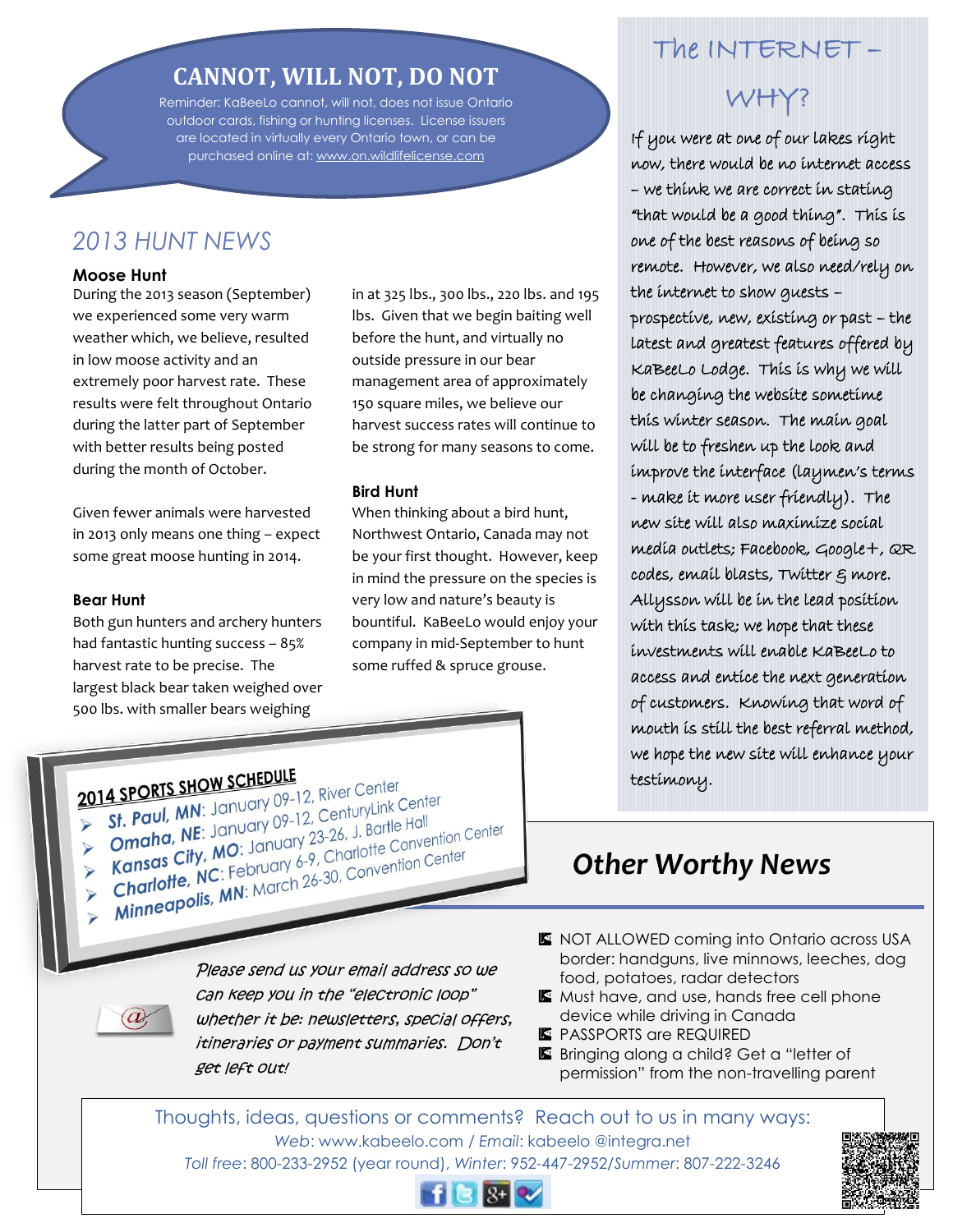## CANNOT, WILL NOT, DO NOT

Reminder: KaBeeLo cannot, will not, does not issue Ontario outdoor cards, fishing or hunting licenses. License issuers are located in virtually every Ontario town, or can be purchased online at: www.on.wildlifelicense.com

## 2013 HUNT NEWS

### Moose Hunt

During the 2013 season (September) we experienced some very warm weather which, we believe, resulted in low moose activity and an extremely poor harvest rate. These results were felt throughout Ontario during the latter part of September with better results being posted during the month of October.

Given fewer animals were harvested in 2013 only means one thing – expect some great moose hunting in 2014.

### Bear Hunt

Both gun hunters and archery hunters had fantastic hunting success – 85% harvest rate to be precise. The largest black bear taken weighed over 500 lbs. with smaller bears weighing in at 325 lbs., 300 lbs., 220 lbs. and 195 lbs. Given that we begin baiting well before the hunt, and virtually no outside pressure in our bear management area of approximately 150 square miles, we believe our harvest success rates will continue to be strong for many seasons to come.

### Bird Hunt

When thinking about a bird hunt, Northwest Ontario, Canada may not be your first thought. However, keep in mind the pressure on the species is very low and nature's beauty is bountiful. KaBeeLo would enjoy your company in mid-September to hunt some ruffed & spruce grouse.

## 2014 SPORTS SHOW SCHEDULE

- **St. Paul, MN**: January 09-12, River Center
- **Omaha, NE**: January 09-12, CenturyLink Center
- **Kansas City, MO**: January 23-26, J. Bartle Hall
- **Charlotte, NC**: February 6-9, Charlotte Convention Center
- **Minneapolis, MN**: March 26-30, Convention Center

*Please send us your email address so we can keep you in the "electronic loop" whether it be: newsletters, special offers, itineraries or payment summaries. Don't get left out!*

## The INTERNET – WHY?

If you were at one of our lakes right now, there would be no internet access – we think we are correct in stating "that would be a good thing". This is one of the best reasons of being so remote. However, we also need/rely on the internet to show guests – prospective, new, existing or past – the latest and greatest features offered by KaBeeLo Lodge. This is why we will be changing the website sometime this winter season. The main goal will be to freshen up the look and improve the interface (laymen's terms - make it more user friendly). The new site will also maximize social media outlets; Facebook, Google+, QR codes, email blasts, Twitter & more. Allysson will be in the lead position with this task; we hope that these investments will enable KaBeeLo to access and entice the next generation of customers. Knowing that word of mouth is still the best referral method, we hope the new site will enhance your testimony.

## Other Worthy News

- NOT ALLOWED coming into Ontario across USA border: handguns, live minnows, leeches, dog food, potatoes, radar detectors
- Must have, and use, hands free cell phone device while driving in Canada
- PASSPORTS are REQUIRED
- Bringing along a child? Get a "letter of permission" from the non-travelling parent

Thoughts, ideas, questions or comments? Reach out to us in many ways:

*Web*: www.kabeelo.com / *Email*: kabeelo @integra.net

*Toll free*: 800-233-2952 (year round), *Winter*: 952-447-2952/*Summer*: 807-222-3246